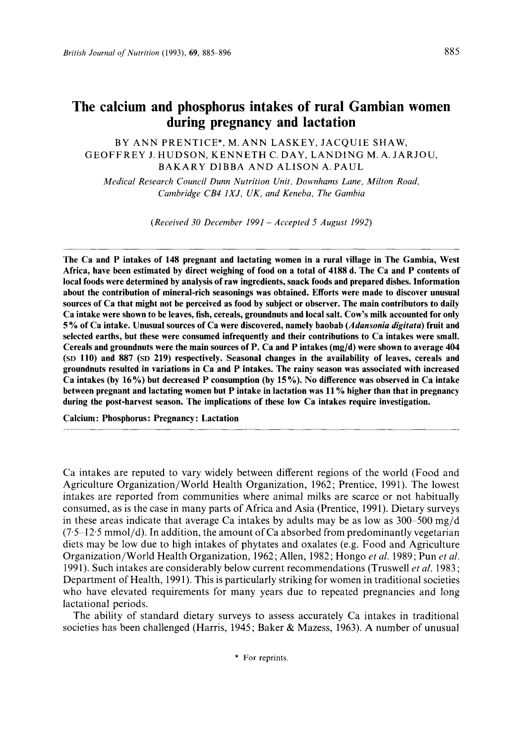# The calcium and phosphorus intakes of rural Gambian women during pregnancy and lactation

BY ANN PRENTICE*, M. ANN LASKEY, JACQUIE SHAW, GEOFFREY J. HUDSON, KENNETH C. DAY, LANDING M. A. JARJOU, BAKARY DIBBA AND ALISON A. PAUL

*Medical Research Council Dunn Nutrition Unit, Downhams Lane, Milton Road, Cambridge CB4 1XJ, UK, and Keneba, The Gambia*

*(Received 30 December 1991 – Accepted 5 August 1992)*

**The Ca and P intakes of 148 pregnant and lactating women in a rural village in The Gambia, West Africa, have been estimated by direct weighing of food on a total of 4188 d. The Ca and P contents of local foods were determined by analysis of raw ingredients, snack foods and prepared dishes. Information about the contribution of mineral-rich seasonings was obtained. Efforts were made to discover unusual sources of Ca that might not be perceived as food by subject or observer. The main contributors to daily Ca intake were shown to be leaves, fish, cereals, groundnuts and local salt. Cow's milk accounted for only 5% of Ca intake. Unusual sources of Ca were discovered, namely baobab (*Adansonia digitata*) fruit and selected earths, but these were consumed infrequently and their contributions to Ca intakes were small. Cereals and groundnuts were the main sources of P. Ca and P intakes (mg/d) were shown to average 404 (SD 110) and 887 (SD 219) respectively. Seasonal changes in the availability of leaves, cereals and groundnuts resulted in variations in Ca and P intakes. The rainy season was associated with increased Ca intakes (by 16%) but decreased P consumption (by 15%). No difference was observed in Ca intake between pregnant and lactating women but P intake in lactation was 11% higher than that in pregnancy during the post-harvest season. The implications of these low Ca intakes require investigation.**

**Calcium: Phosphorus: Pregnancy: Lactation**

Ca intakes are reputed to vary widely between different regions of the world (Food and Agriculture Organization/World Health Organization, 1962; Prentice, 1991). The lowest intakes are reported from communities where animal milks are scarce or not habitually consumed, as is the case in many parts of Africa and Asia (Prentice, 1991). Dietary surveys in these areas indicate that average Ca intakes by adults may be as low as 300–500 mg/d (7·5–12·5 mmol/d). In addition, the amount of Ca absorbed from predominantly vegetarian diets may be low due to high intakes of phytates and oxalates (e.g. Food and Agriculture Organization/World Health Organization, 1962; Allen, 1982; Hongo *et al.* 1989; Pun *et al.* 1991). Such intakes are considerably below current recommendations (Truswell *et al.* 1983; Department of Health, 1991). This is particularly striking for women in traditional societies who have elevated requirements for many years due to repeated pregnancies and long lactational periods.

The ability of standard dietary surveys to assess accurately Ca intakes in traditional societies has been challenged (Harris, 1945; Baker & Mazess, 1963). A number of unusual

\* For reprints.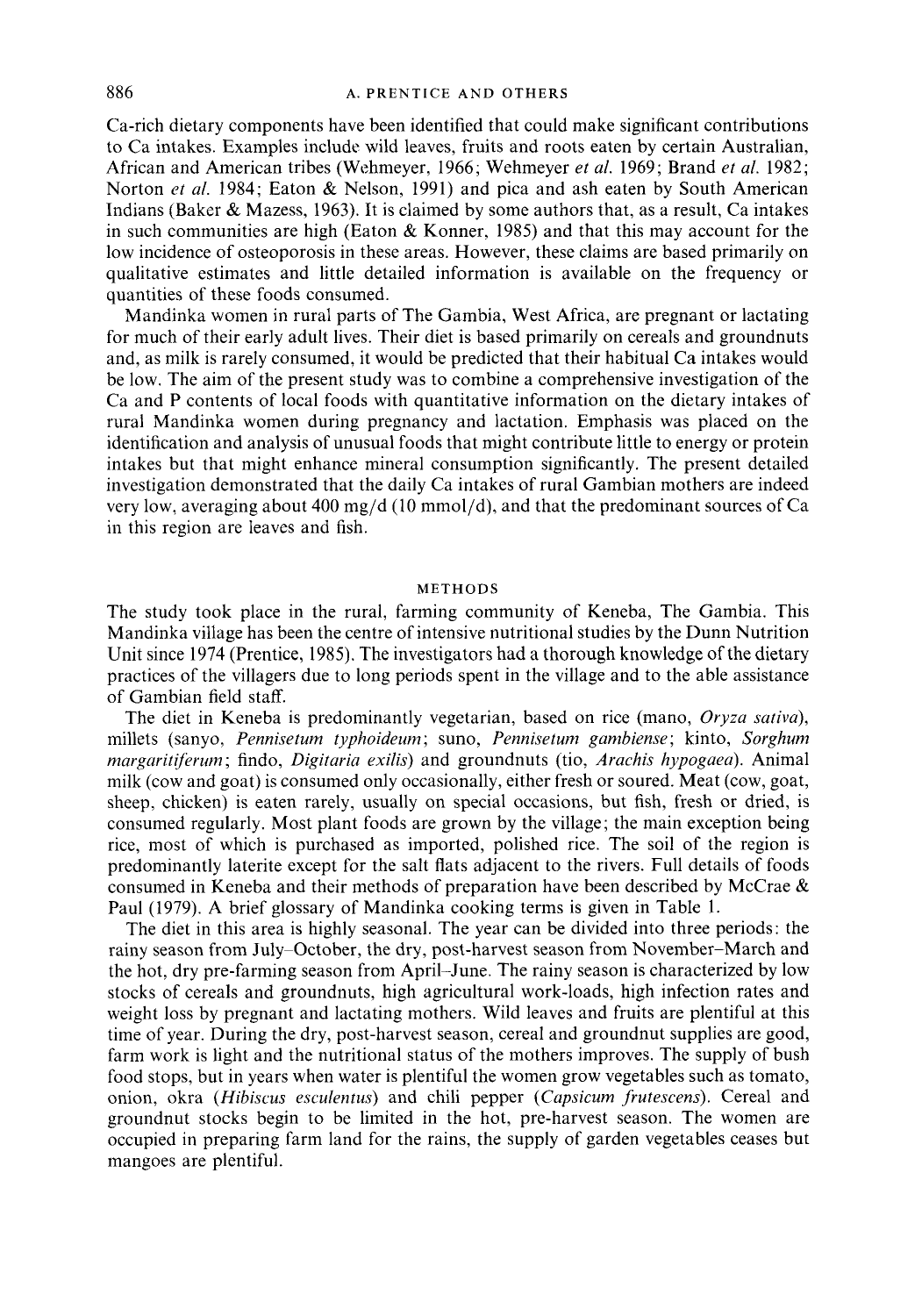Ca-rich dietary components have been identified that could make significant contributions to Ca intakes. Examples include wild leaves, fruits and roots eaten by certain Australian, African and American tribes (Wehmeyer, 1966; Wehmeyer *et al.* 1969; Brand *et al.* 1982; Norton *et al.* 1984; Eaton & Nelson, 1991) and pica and ash eaten by South American Indians (Baker & Mazess, 1963). It is claimed by some authors that, as a result, Ca intakes in such communities are high (Eaton & Konner, 1985) and that this may account for the low incidence of osteoporosis in these areas. However, these claims are based primarily on qualitative estimates and little detailed information is available on the frequency or quantities of these foods consumed.

Mandinka women in rural parts of The Gambia, West Africa, are pregnant or lactating for much of their early adult lives. Their diet is based primarily on cereals and groundnuts and, as milk is rarely consumed, it would be predicted that their habitual Ca intakes would be low. The aim of the present study was to combine a comprehensive investigation of the Ca and P contents of local foods with quantitative information on the dietary intakes of rural Mandinka women during pregnancy and lactation. Emphasis was placed on the identification and analysis of unusual foods that might contribute little to energy or protein intakes but that might enhance mineral consumption significantly. The present detailed investigation demonstrated that the daily Ca intakes of rural Gambian mothers are indeed very low, averaging about 400 mg/d (10 mmol/d), and that the predominant sources of Ca in this region are leaves and fish.

## METHODS

The study took place in the rural, farming community of Keneba, The Gambia. This Mandinka village has been the centre of intensive nutritional studies by the Dunn Nutrition Unit since 1974 (Prentice, 1985). The investigators had a thorough knowledge of the dietary practices of the villagers due to long periods spent in the village and to the able assistance of Gambian field staff.

The diet in Keneba is predominantly vegetarian, based on rice (mano, *Oryza sativa*), millets (sanyo, *Pennisetum typhoideum*; suno, *Pennisetum gambiense*; kinto, *Sorghum margaritiferum*; findo, *Digitaria exilis*) and groundnuts (tio, *Arachis hypogaea*). Animal milk (cow and goat) is consumed only occasionally, either fresh or soured. Meat (cow, goat, sheep, chicken) is eaten rarely, usually on special occasions, but fish, fresh or dried, is consumed regularly. Most plant foods are grown by the village; the main exception being rice, most of which is purchased as imported, polished rice. The soil of the region is predominantly laterite except for the salt flats adjacent to the rivers. Full details of foods consumed in Keneba and their methods of preparation have been described by McCrae & Paul (1979). A brief glossary of Mandinka cooking terms is given in Table 1.

The diet in this area is highly seasonal. The year can be divided into three periods: the rainy season from July–October, the dry, post-harvest season from November–March and the hot, dry pre-farming season from April–June. The rainy season is characterized by low stocks of cereals and groundnuts, high agricultural work-loads, high infection rates and weight loss by pregnant and lactating mothers. Wild leaves and fruits are plentiful at this time of year. During the dry, post-harvest season, cereal and groundnut supplies are good, farm work is light and the nutritional status of the mothers improves. The supply of bush food stops, but in years when water is plentiful the women grow vegetables such as tomato, onion, okra (*Hibiscus esculentus*) and chili pepper (*Capsicum frutescens*). Cereal and groundnut stocks begin to be limited in the hot, pre-harvest season. The women are occupied in preparing farm land for the rains, the supply of garden vegetables ceases but mangoes are plentiful.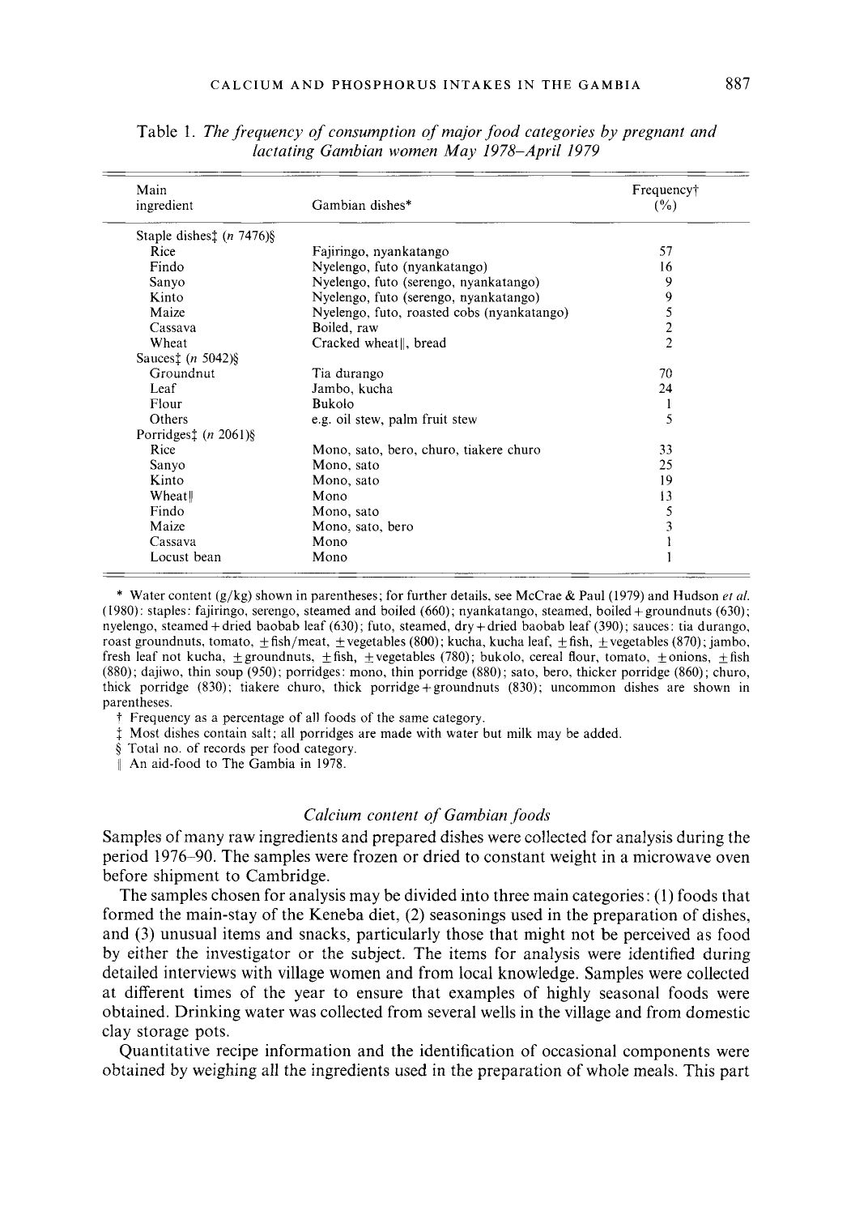Table 1. *The frequency of consumption of major food categories by pregnant and lactating Gambian women May 1978–April 1979*

| Main ingredient | Gambian dishes* | Frequency† (%) |
|---|---|---|
| Staple dishes‡ (*n* 7476)§ | | |
| Rice | Fajiringo, nyankatango | 57 |
| Findo | Nyelengo, futo (nyankatango) | 16 |
| Sanyo | Nyelengo, futo (serengo, nyankatango) | 9 |
| Kinto | Nyelengo, futo (serengo, nyankatango) | 9 |
| Maize | Nyelengo, futo, roasted cobs (nyankatango) | 5 |
| Cassava | Boiled, raw | 2 |
| Wheat | Cracked wheat‖, bread | 2 |
| Sauces‡ (*n* 5042)§ | | |
| Groundnut | Tia durango | 70 |
| Leaf | Jambo, kucha | 24 |
| Flour | Bukolo | 1 |
| Others | e.g. oil stew, palm fruit stew | 5 |
| Porridges‡ (*n* 2061)§ | | |
| Rice | Mono, sato, bero, churo, tiakere churo | 33 |
| Sanyo | Mono, sato | 25 |
| Kinto | Mono, sato | 19 |
| Wheat‖ | Mono | 13 |
| Findo | Mono, sato | 5 |
| Maize | Mono, sato, bero | 3 |
| Cassava | Mono | 1 |
| Locust bean | Mono | 1 |

\* Water content (g/kg) shown in parentheses; for further details, see McCrae & Paul (1979) and Hudson *et al.* (1980): staples: fajiringo, serengo, steamed and boiled (660); nyankatango, steamed, boiled + groundnuts (630); nyelengo, steamed + dried baobab leaf (630); futo, steamed, dry + dried baobab leaf (390); sauces: tia durango, roast groundnuts, tomato, ±fish/meat, ±vegetables (800); kucha, kucha leaf, ±fish, ±vegetables (870); jambo, fresh leaf not kucha, ±groundnuts, ±fish, ±vegetables (780); bukolo, cereal flour, tomato, ±onions, ±fish (880); dajiwo, thin soup (950); porridges: mono, thin porridge (880); sato, bero, thicker porridge (860); churo, thick porridge (830); tiakere churo, thick porridge + groundnuts (830); uncommon dishes are shown in parentheses.

† Frequency as a percentage of all foods of the same category.

‡ Most dishes contain salt; all porridges are made with water but milk may be added.

§ Total no. of records per food category.

‖ An aid-food to The Gambia in 1978.

### *Calcium content of Gambian foods*

Samples of many raw ingredients and prepared dishes were collected for analysis during the period 1976–90. The samples were frozen or dried to constant weight in a microwave oven before shipment to Cambridge.

The samples chosen for analysis may be divided into three main categories: (1) foods that formed the main-stay of the Keneba diet, (2) seasonings used in the preparation of dishes, and (3) unusual items and snacks, particularly those that might not be perceived as food by either the investigator or the subject. The items for analysis were identified during detailed interviews with village women and from local knowledge. Samples were collected at different times of the year to ensure that examples of highly seasonal foods were obtained. Drinking water was collected from several wells in the village and from domestic clay storage pots.

Quantitative recipe information and the identification of occasional components were obtained by weighing all the ingredients used in the preparation of whole meals. This part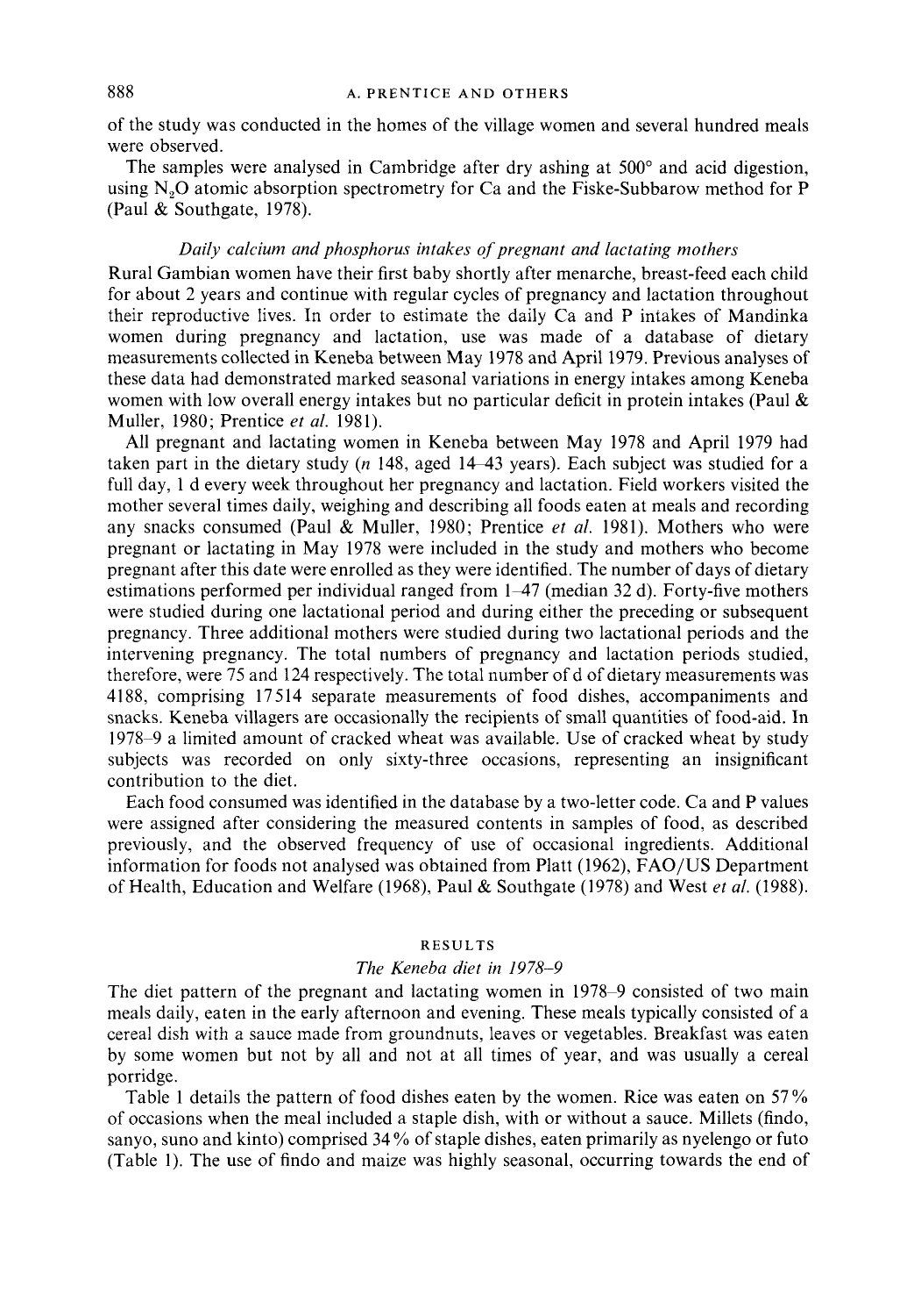of the study was conducted in the homes of the village women and several hundred meals were observed.

The samples were analysed in Cambridge after dry ashing at 500° and acid digestion, using $N_2O$ atomic absorption spectrometry for Ca and the Fiske-Subbarow method for P (Paul & Southgate, 1978).

### *Daily calcium and phosphorus intakes of pregnant and lactating mothers*

Rural Gambian women have their first baby shortly after menarche, breast-feed each child for about 2 years and continue with regular cycles of pregnancy and lactation throughout their reproductive lives. In order to estimate the daily Ca and P intakes of Mandinka women during pregnancy and lactation, use was made of a database of dietary measurements collected in Keneba between May 1978 and April 1979. Previous analyses of these data had demonstrated marked seasonal variations in energy intakes among Keneba women with low overall energy intakes but no particular deficit in protein intakes (Paul & Muller, 1980; Prentice *et al.* 1981).

All pregnant and lactating women in Keneba between May 1978 and April 1979 had taken part in the dietary study (*n* 148, aged 14–43 years). Each subject was studied for a full day, 1 d every week throughout her pregnancy and lactation. Field workers visited the mother several times daily, weighing and describing all foods eaten at meals and recording any snacks consumed (Paul & Muller, 1980; Prentice *et al.* 1981). Mothers who were pregnant or lactating in May 1978 were included in the study and mothers who become pregnant after this date were enrolled as they were identified. The number of days of dietary estimations performed per individual ranged from 1–47 (median 32 d). Forty-five mothers were studied during one lactational period and during either the preceding or subsequent pregnancy. Three additional mothers were studied during two lactational periods and the intervening pregnancy. The total numbers of pregnancy and lactation periods studied, therefore, were 75 and 124 respectively. The total number of d of dietary measurements was 4188, comprising 17514 separate measurements of food dishes, accompaniments and snacks. Keneba villagers are occasionally the recipients of small quantities of food-aid. In 1978–9 a limited amount of cracked wheat was available. Use of cracked wheat by study subjects was recorded on only sixty-three occasions, representing an insignificant contribution to the diet.

Each food consumed was identified in the database by a two-letter code. Ca and P values were assigned after considering the measured contents in samples of food, as described previously, and the observed frequency of use of occasional ingredients. Additional information for foods not analysed was obtained from Platt (1962), FAO/US Department of Health, Education and Welfare (1968), Paul & Southgate (1978) and West *et al.* (1988).

## RESULTS

### *The Keneba diet in 1978–9*

The diet pattern of the pregnant and lactating women in 1978–9 consisted of two main meals daily, eaten in the early afternoon and evening. These meals typically consisted of a cereal dish with a sauce made from groundnuts, leaves or vegetables. Breakfast was eaten by some women but not by all and not at all times of year, and was usually a cereal porridge.

Table 1 details the pattern of food dishes eaten by the women. Rice was eaten on 57% of occasions when the meal included a staple dish, with or without a sauce. Millets (findo, sanyo, suno and kinto) comprised 34% of staple dishes, eaten primarily as nyelengo or futo (Table 1). The use of findo and maize was highly seasonal, occurring towards the end of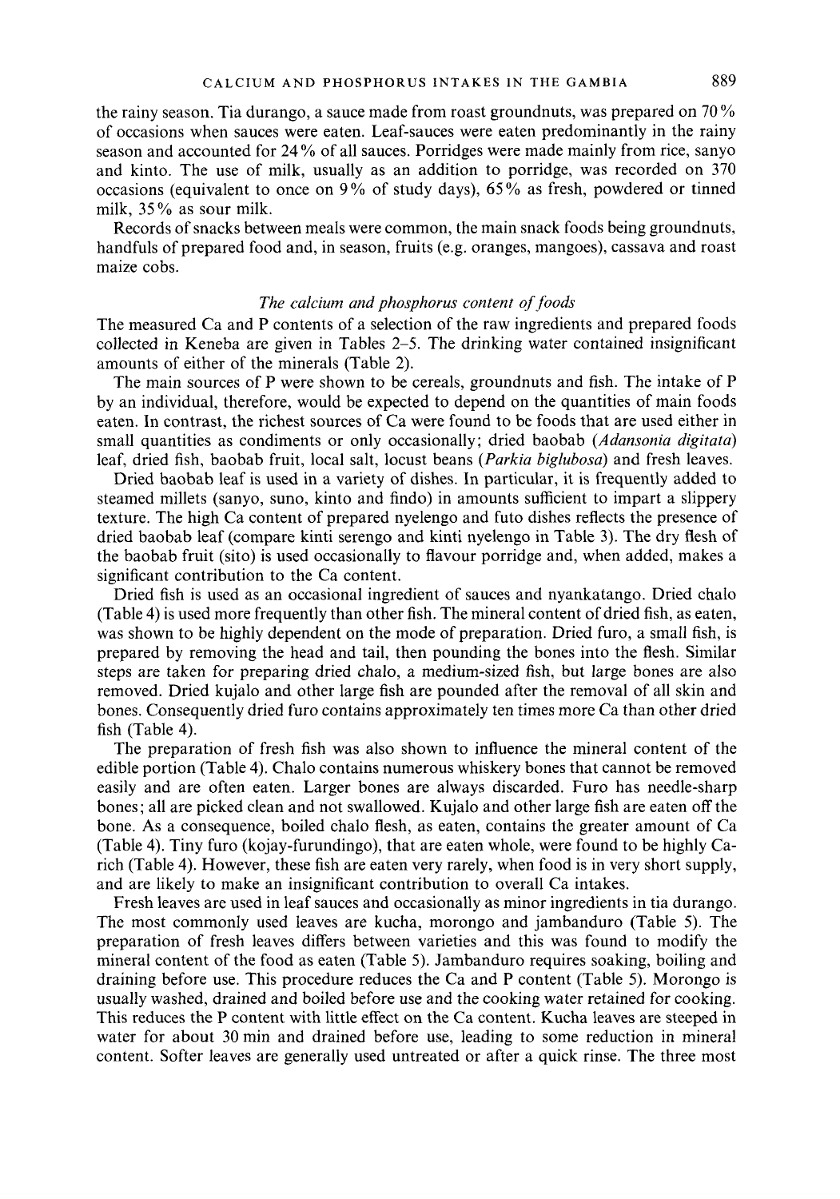the rainy season. Tia durango, a sauce made from roast groundnuts, was prepared on 70% of occasions when sauces were eaten. Leaf-sauces were eaten predominantly in the rainy season and accounted for 24% of all sauces. Porridges were made mainly from rice, sanyo and kinto. The use of milk, usually as an addition to porridge, was recorded on 370 occasions (equivalent to once on 9% of study days), 65% as fresh, powdered or tinned milk, 35% as sour milk.

Records of snacks between meals were common, the main snack foods being groundnuts, handfuls of prepared food and, in season, fruits (e.g. oranges, mangoes), cassava and roast maize cobs.

### *The calcium and phosphorus content of foods*

The measured Ca and P contents of a selection of the raw ingredients and prepared foods collected in Keneba are given in Tables 2–5. The drinking water contained insignificant amounts of either of the minerals (Table 2).

The main sources of P were shown to be cereals, groundnuts and fish. The intake of P by an individual, therefore, would be expected to depend on the quantities of main foods eaten. In contrast, the richest sources of Ca were found to be foods that are used either in small quantities as condiments or only occasionally; dried baobab (*Adansonia digitata*) leaf, dried fish, baobab fruit, local salt, locust beans (*Parkia biglubosa*) and fresh leaves.

Dried baobab leaf is used in a variety of dishes. In particular, it is frequently added to steamed millets (sanyo, suno, kinto and findo) in amounts sufficient to impart a slippery texture. The high Ca content of prepared nyelengo and futo dishes reflects the presence of dried baobab leaf (compare kinti serengo and kinti nyelengo in Table 3). The dry flesh of the baobab fruit (sito) is used occasionally to flavour porridge and, when added, makes a significant contribution to the Ca content.

Dried fish is used as an occasional ingredient of sauces and nyankatango. Dried chalo (Table 4) is used more frequently than other fish. The mineral content of dried fish, as eaten, was shown to be highly dependent on the mode of preparation. Dried furo, a small fish, is prepared by removing the head and tail, then pounding the bones into the flesh. Similar steps are taken for preparing dried chalo, a medium-sized fish, but large bones are also removed. Dried kujalo and other large fish are pounded after the removal of all skin and bones. Consequently dried furo contains approximately ten times more Ca than other dried fish (Table 4).

The preparation of fresh fish was also shown to influence the mineral content of the edible portion (Table 4). Chalo contains numerous whiskery bones that cannot be removed easily and are often eaten. Larger bones are always discarded. Furo has needle-sharp bones; all are picked clean and not swallowed. Kujalo and other large fish are eaten off the bone. As a consequence, boiled chalo flesh, as eaten, contains the greater amount of Ca (Table 4). Tiny furo (kojay-furundingo), that are eaten whole, were found to be highly Ca-rich (Table 4). However, these fish are eaten very rarely, when food is in very short supply, and are likely to make an insignificant contribution to overall Ca intakes.

Fresh leaves are used in leaf sauces and occasionally as minor ingredients in tia durango. The most commonly used leaves are kucha, morongo and jambanduro (Table 5). The preparation of fresh leaves differs between varieties and this was found to modify the mineral content of the food as eaten (Table 5). Jambanduro requires soaking, boiling and draining before use. This procedure reduces the Ca and P content (Table 5). Morongo is usually washed, drained and boiled before use and the cooking water retained for cooking. This reduces the P content with little effect on the Ca content. Kucha leaves are steeped in water for about 30 min and drained before use, leading to some reduction in mineral content. Softer leaves are generally used untreated or after a quick rinse. The three most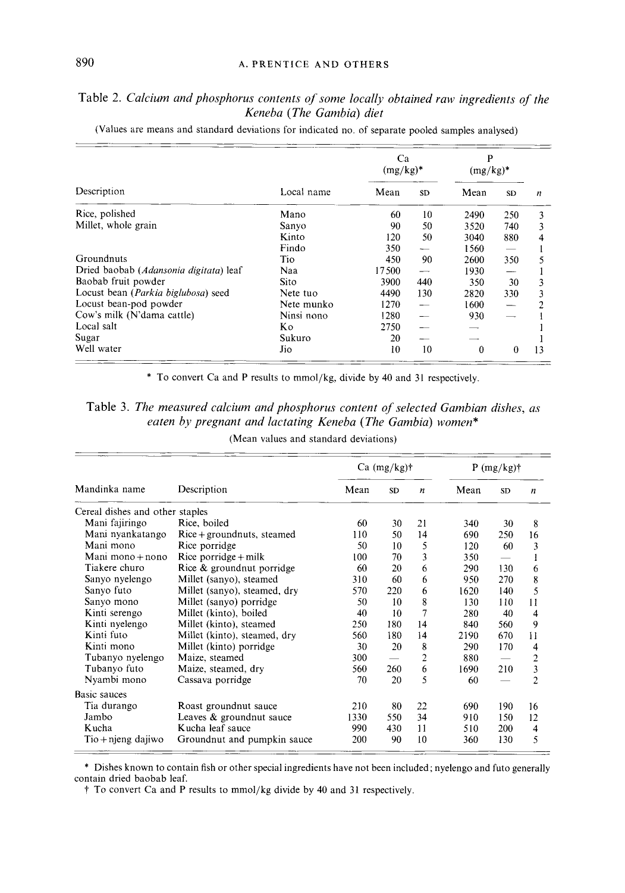Table 2. *Calcium and phosphorus contents of some locally obtained raw ingredients of the Keneba (The Gambia) diet*

(Values are means and standard deviations for indicated no. of separate pooled samples analysed)

| Description | Local name | Ca (mg/kg)* | | P (mg/kg)* | | |
|---|---|---|---|---|---|---|
| | | Mean | SD | Mean | SD | *n* |
| Rice, polished | Mano | 60 | 10 | 2490 | 250 | 3 |
| Millet, whole grain | Sanyo | 90 | 50 | 3520 | 740 | 3 |
| | Kinto | 120 | 50 | 3040 | 880 | 4 |
| | Findo | 350 | — | 1560 | — | 1 |
| Groundnuts | Tio | 450 | 90 | 2600 | 350 | 5 |
| Dried baobab (*Adansonia digitata*) leaf | Naa | 17500 | — | 1930 | — | 1 |
| Baobab fruit powder | Sito | 3900 | 440 | 350 | 30 | 3 |
| Locust bean (*Parkia biglubosa*) seed | Nete tuo | 4490 | 130 | 2820 | 330 | 3 |
| Locust bean-pod powder | Nete munko | 1270 | — | 1600 | — | 2 |
| Cow's milk (N'dama cattle) | Ninsi nono | 1280 | — | 930 | — | 1 |
| Local salt | Ko | 2750 | — | — | | 1 |
| Sugar | Sukuro | 20 | — | — | | 1 |
| Well water | Jio | 10 | 10 | 0 | 0 | 13 |

\* To convert Ca and P results to mmol/kg, divide by 40 and 31 respectively.

Table 3. *The measured calcium and phosphorus content of selected Gambian dishes, as eaten by pregnant and lactating Keneba (The Gambia) women**

(Mean values and standard deviations)

| Mandinka name | Description | Ca (mg/kg)† | | | P (mg/kg)† | | |
|---|---|---|---|---|---|---|---|
| | | Mean | SD | *n* | Mean | SD | *n* |
| Cereal dishes and other staples | | | | | | | |
| Mani fajiringo | Rice, boiled | 60 | 30 | 21 | 340 | 30 | 8 |
| Mani nyankatango | Rice + groundnuts, steamed | 110 | 50 | 14 | 690 | 250 | 16 |
| Mani mono | Rice porridge | 50 | 10 | 5 | 120 | 60 | 3 |
| Mani mono + nono | Rice porridge + milk | 100 | 70 | 3 | 350 | — | 1 |
| Tiakere churo | Rice & groundnut porridge | 60 | 20 | 6 | 290 | 130 | 6 |
| Sanyo nyelengo | Millet (sanyo), steamed | 310 | 60 | 6 | 950 | 270 | 8 |
| Sanyo futo | Millet (sanyo), steamed, dry | 570 | 220 | 6 | 1620 | 140 | 5 |
| Sanyo mono | Millet (sanyo) porridge | 50 | 10 | 8 | 130 | 110 | 11 |
| Kinti serengo | Millet (kinto), boiled | 40 | 10 | 7 | 280 | 40 | 4 |
| Kinti nyelengo | Millet (kinto), steamed | 250 | 180 | 14 | 840 | 560 | 9 |
| Kinti futo | Millet (kinto), steamed, dry | 560 | 180 | 14 | 2190 | 670 | 11 |
| Kinti mono | Millet (kinto) porridge | 30 | 20 | 8 | 290 | 170 | 4 |
| Tubanyo nyelengo | Maize, steamed | 300 | — | 2 | 880 | — | 2 |
| Tubanyo futo | Maize, steamed, dry | 560 | 260 | 6 | 1690 | 210 | 3 |
| Nyambi mono | Cassava porridge | 70 | 20 | 5 | 60 | — | 2 |
| Basic sauces | | | | | | | |
| Tia durango | Roast groundnut sauce | 210 | 80 | 22 | 690 | 190 | 16 |
| Jambo | Leaves & groundnut sauce | 1330 | 550 | 34 | 910 | 150 | 12 |
| Kucha | Kucha leaf sauce | 990 | 430 | 11 | 510 | 200 | 4 |
| Tio + njeng dajiwo | Groundnut and pumpkin sauce | 200 | 90 | 10 | 360 | 130 | 5 |

\* Dishes known to contain fish or other special ingredients have not been included; nyelengo and futo generally contain dried baobab leaf.

† To convert Ca and P results to mmol/kg divide by 40 and 31 respectively.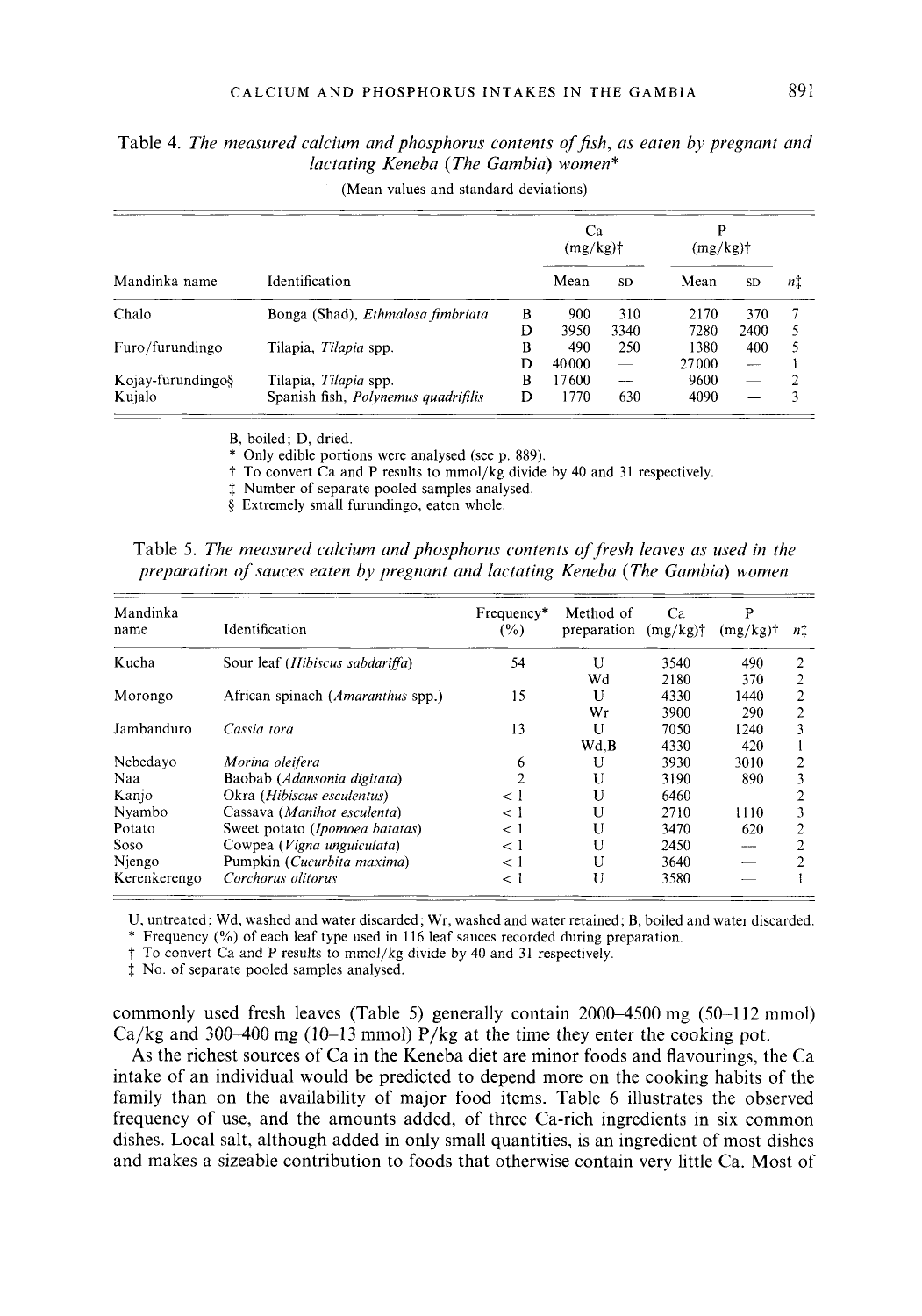Table 4. *The measured calcium and phosphorus contents of fish, as eaten by pregnant and lactating Keneba (The Gambia) women**

(Mean values and standard deviations)

| Mandinka name | Identification | | Ca (mg/kg)† | | P (mg/kg)† | | n‡ |
|---|---|---|---|---|---|---|---|
| | | | Mean | SD | Mean | SD | |
| Chalo | Bonga (Shad), *Ethmalosa fimbriata* | B | 900 | 310 | 2170 | 370 | 7 |
| | | D | 3950 | 3340 | 7280 | 2400 | 5 |
| Furo/furundingo | Tilapia, *Tilapia* spp. | B | 490 | 250 | 1380 | 400 | 5 |
| | | D | 40000 | — | 27000 | — | 1 |
| Kojay-furundingo§ | Tilapia, *Tilapia* spp. | B | 17600 | — | 9600 | — | 2 |
| Kujalo | Spanish fish, *Polynemus quadrifilis* | D | 1770 | 630 | 4090 | — | 3 |

B, boiled; D, dried.
\* Only edible portions were analysed (see p. 889).
† To convert Ca and P results to mmol/kg divide by 40 and 31 respectively.
‡ Number of separate pooled samples analysed.
§ Extremely small furundingo, eaten whole.

Table 5. *The measured calcium and phosphorus contents of fresh leaves as used in the preparation of sauces eaten by pregnant and lactating Keneba (The Gambia) women*

| Mandinka name | Identification | Frequency* (%) | Method of preparation | Ca (mg/kg)† | P (mg/kg)† | n‡ |
|---|---|---|---|---|---|---|
| Kucha | Sour leaf (*Hibiscus sabdariffa*) | 54 | U | 3540 | 490 | 2 |
| | | | Wd | 2180 | 370 | 2 |
| Morongo | African spinach (*Amaranthus* spp.) | 15 | U | 4330 | 1440 | 2 |
| | | | Wr | 3900 | 290 | 2 |
| Jambanduro | *Cassia tora* | 13 | U | 7050 | 1240 | 3 |
| | | | Wd,B | 4330 | 420 | 1 |
| Nebedayo | *Morina oleifera* | 6 | U | 3930 | 3010 | 2 |
| Naa | Baobab (*Adansonia digitata*) | 2 | U | 3190 | 890 | 3 |
| Kanjo | Okra (*Hibiscus esculentus*) | < 1 | U | 6460 | — | 2 |
| Nyambo | Cassava (*Manihot esculenta*) | < 1 | U | 2710 | 1110 | 3 |
| Potato | Sweet potato (*Ipomoea batatas*) | < 1 | U | 3470 | 620 | 2 |
| Soso | Cowpea (*Vigna unguiculata*) | < 1 | U | 2450 | — | 2 |
| Njengo | Pumpkin (*Cucurbita maxima*) | < 1 | U | 3640 | — | 2 |
| Kerenkerengo | *Corchorus olitorus* | < 1 | U | 3580 | — | 1 |

U, untreated; Wd, washed and water discarded; Wr, washed and water retained; B, boiled and water discarded.
\* Frequency (%) of each leaf type used in 116 leaf sauces recorded during preparation.
† To convert Ca and P results to mmol/kg divide by 40 and 31 respectively.
‡ No. of separate pooled samples analysed.

commonly used fresh leaves (Table 5) generally contain 2000–4500 mg (50–112 mmol) Ca/kg and 300–400 mg (10–13 mmol) P/kg at the time they enter the cooking pot.

As the richest sources of Ca in the Keneba diet are minor foods and flavourings, the Ca intake of an individual would be predicted to depend more on the cooking habits of the family than on the availability of major food items. Table 6 illustrates the observed frequency of use, and the amounts added, of three Ca-rich ingredients in six common dishes. Local salt, although added in only small quantities, is an ingredient of most dishes and makes a sizeable contribution to foods that otherwise contain very little Ca. Most of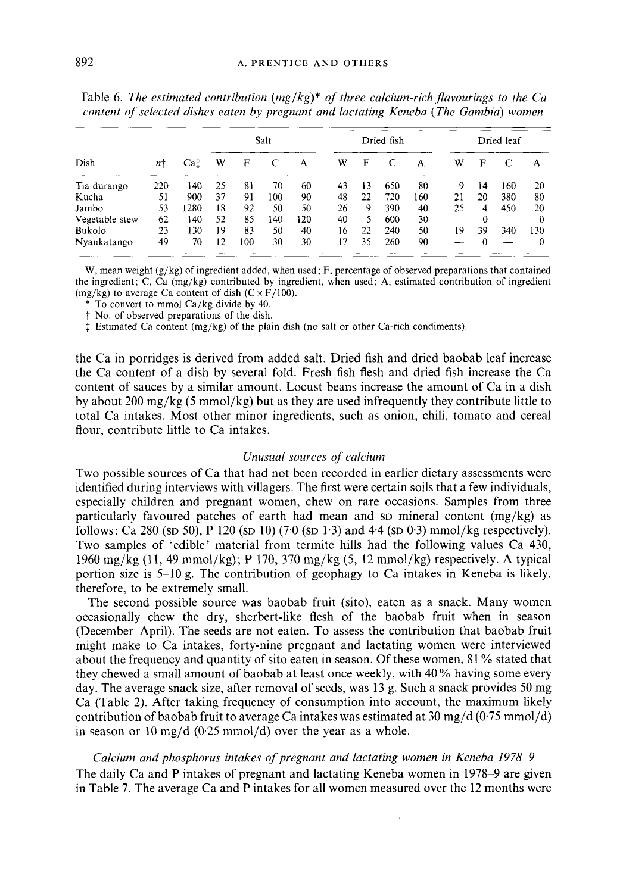Table 6. *The estimated contribution (mg/kg)\* of three calcium-rich flavourings to the Ca content of selected dishes eaten by pregnant and lactating Keneba (The Gambia) women*

| Dish | n† | Ca‡ | Salt | | | | Dried fish | | | | Dried leaf | | | |
|---|---|---|---|---|---|---|---|---|---|---|---|---|---|---|
| | | | W | F | C | A | W | F | C | A | W | F | C | A |
| Tia durango | 220 | 140 | 25 | 81 | 70 | 60 | 43 | 13 | 650 | 80 | 9 | 14 | 160 | 20 |
| Kucha | 51 | 900 | 37 | 91 | 100 | 90 | 48 | 22 | 720 | 160 | 21 | 20 | 380 | 80 |
| Jambo | 53 | 1280 | 18 | 92 | 50 | 50 | 26 | 9 | 390 | 40 | 25 | 4 | 450 | 20 |
| Vegetable stew | 62 | 140 | 52 | 85 | 140 | 120 | 40 | 5 | 600 | 30 | — | 0 | — | 0 |
| Bukolo | 23 | 130 | 19 | 83 | 50 | 40 | 16 | 22 | 240 | 50 | 19 | 39 | 340 | 130 |
| Nyankatango | 49 | 70 | 12 | 100 | 30 | 30 | 17 | 35 | 260 | 90 | — | 0 | — | 0 |

W, mean weight (g/kg) of ingredient added, when used; F, percentage of observed preparations that contained the ingredient; C, Ca (mg/kg) contributed by ingredient, when used; A, estimated contribution of ingredient (mg/kg) to average Ca content of dish ($C \times F/100$).

\* To convert to mmol Ca/kg divide by 40.

† No. of observed preparations of the dish.

‡ Estimated Ca content (mg/kg) of the plain dish (no salt or other Ca-rich condiments).

the Ca in porridges is derived from added salt. Dried fish and dried baobab leaf increase the Ca content of a dish by several fold. Fresh fish flesh and dried fish increase the Ca content of sauces by a similar amount. Locust beans increase the amount of Ca in a dish by about 200 mg/kg (5 mmol/kg) but as they are used infrequently they contribute little to total Ca intakes. Most other minor ingredients, such as onion, chili, tomato and cereal flour, contribute little to Ca intakes.

### *Unusual sources of calcium*

Two possible sources of Ca that had not been recorded in earlier dietary assessments were identified during interviews with villagers. The first were certain soils that a few individuals, especially children and pregnant women, chew on rare occasions. Samples from three particularly favoured patches of earth had mean and SD mineral content (mg/kg) as follows: Ca 280 (SD 50), P 120 (SD 10) (7·0 (SD 1·3) and 4·4 (SD 0·3) mmol/kg respectively). Two samples of 'edible' material from termite hills had the following values Ca 430, 1960 mg/kg (11, 49 mmol/kg); P 170, 370 mg/kg (5, 12 mmol/kg) respectively. A typical portion size is 5–10 g. The contribution of geophagy to Ca intakes in Keneba is likely, therefore, to be extremely small.

The second possible source was baobab fruit (sito), eaten as a snack. Many women occasionally chew the dry, sherbert-like flesh of the baobab fruit when in season (December–April). The seeds are not eaten. To assess the contribution that baobab fruit might make to Ca intakes, forty-nine pregnant and lactating women were interviewed about the frequency and quantity of sito eaten in season. Of these women, 81% stated that they chewed a small amount of baobab at least once weekly, with 40% having some every day. The average snack size, after removal of seeds, was 13 g. Such a snack provides 50 mg Ca (Table 2). After taking frequency of consumption into account, the maximum likely contribution of baobab fruit to average Ca intakes was estimated at 30 mg/d (0·75 mmol/d) in season or 10 mg/d (0·25 mmol/d) over the year as a whole.

### *Calcium and phosphorus intakes of pregnant and lactating women in Keneba 1978–9*

The daily Ca and P intakes of pregnant and lactating Keneba women in 1978–9 are given in Table 7. The average Ca and P intakes for all women measured over the 12 months were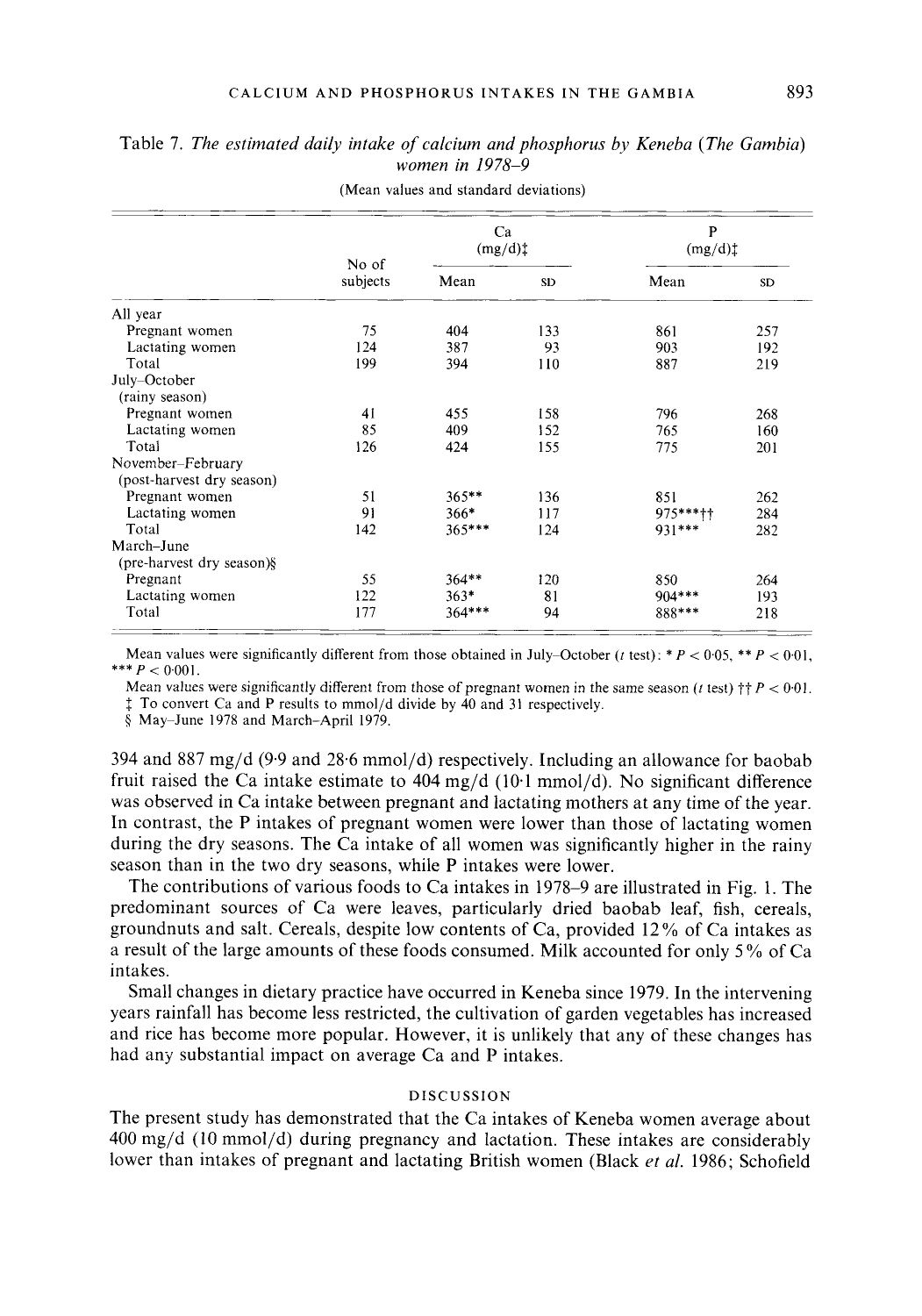Table 7. *The estimated daily intake of calcium and phosphorus by Keneba (The Gambia) women in 1978–9*

(Mean values and standard deviations)

| | No of subjects | Ca (mg/d)‡ | | P (mg/d)‡ | |
|---|---|---|---|---|---|
| | | Mean | SD | Mean | SD |
| All year | | | | | |
| Pregnant women | 75 | 404 | 133 | 861 | 257 |
| Lactating women | 124 | 387 | 93 | 903 | 192 |
| Total | 199 | 394 | 110 | 887 | 219 |
| July–October (rainy season) | | | | | |
| Pregnant women | 41 | 455 | 158 | 796 | 268 |
| Lactating women | 85 | 409 | 152 | 765 | 160 |
| Total | 126 | 424 | 155 | 775 | 201 |
| November–February (post-harvest dry season) | | | | | |
| Pregnant women | 51 | 365** | 136 | 851 | 262 |
| Lactating women | 91 | 366* | 117 | 975***†† | 284 |
| Total | 142 | 365*** | 124 | 931*** | 282 |
| March–June (pre-harvest dry season)§ | | | | | |
| Pregnant | 55 | 364** | 120 | 850 | 264 |
| Lactating women | 122 | 363* | 81 | 904*** | 193 |
| Total | 177 | 364*** | 94 | 888*** | 218 |

Mean values were significantly different from those obtained in July–October ($t$ test): * $P < 0.05$, ** $P < 0.01$, *** $P < 0.001$.

Mean values were significantly different from those of pregnant women in the same season ($t$ test) †† $P < 0.01$.

‡ To convert Ca and P results to mmol/d divide by 40 and 31 respectively.

§ May–June 1978 and March–April 1979.

394 and 887 mg/d (9·9 and 28·6 mmol/d) respectively. Including an allowance for baobab fruit raised the Ca intake estimate to 404 mg/d (10·1 mmol/d). No significant difference was observed in Ca intake between pregnant and lactating mothers at any time of the year. In contrast, the P intakes of pregnant women were lower than those of lactating women during the dry seasons. The Ca intake of all women was significantly higher in the rainy season than in the two dry seasons, while P intakes were lower.

The contributions of various foods to Ca intakes in 1978–9 are illustrated in Fig. 1. The predominant sources of Ca were leaves, particularly dried baobab leaf, fish, cereals, groundnuts and salt. Cereals, despite low contents of Ca, provided 12% of Ca intakes as a result of the large amounts of these foods consumed. Milk accounted for only 5% of Ca intakes.

Small changes in dietary practice have occurred in Keneba since 1979. In the intervening years rainfall has become less restricted, the cultivation of garden vegetables has increased and rice has become more popular. However, it is unlikely that any of these changes has had any substantial impact on average Ca and P intakes.

## DISCUSSION

The present study has demonstrated that the Ca intakes of Keneba women average about 400 mg/d (10 mmol/d) during pregnancy and lactation. These intakes are considerably lower than intakes of pregnant and lactating British women (Black *et al.* 1986; Schofield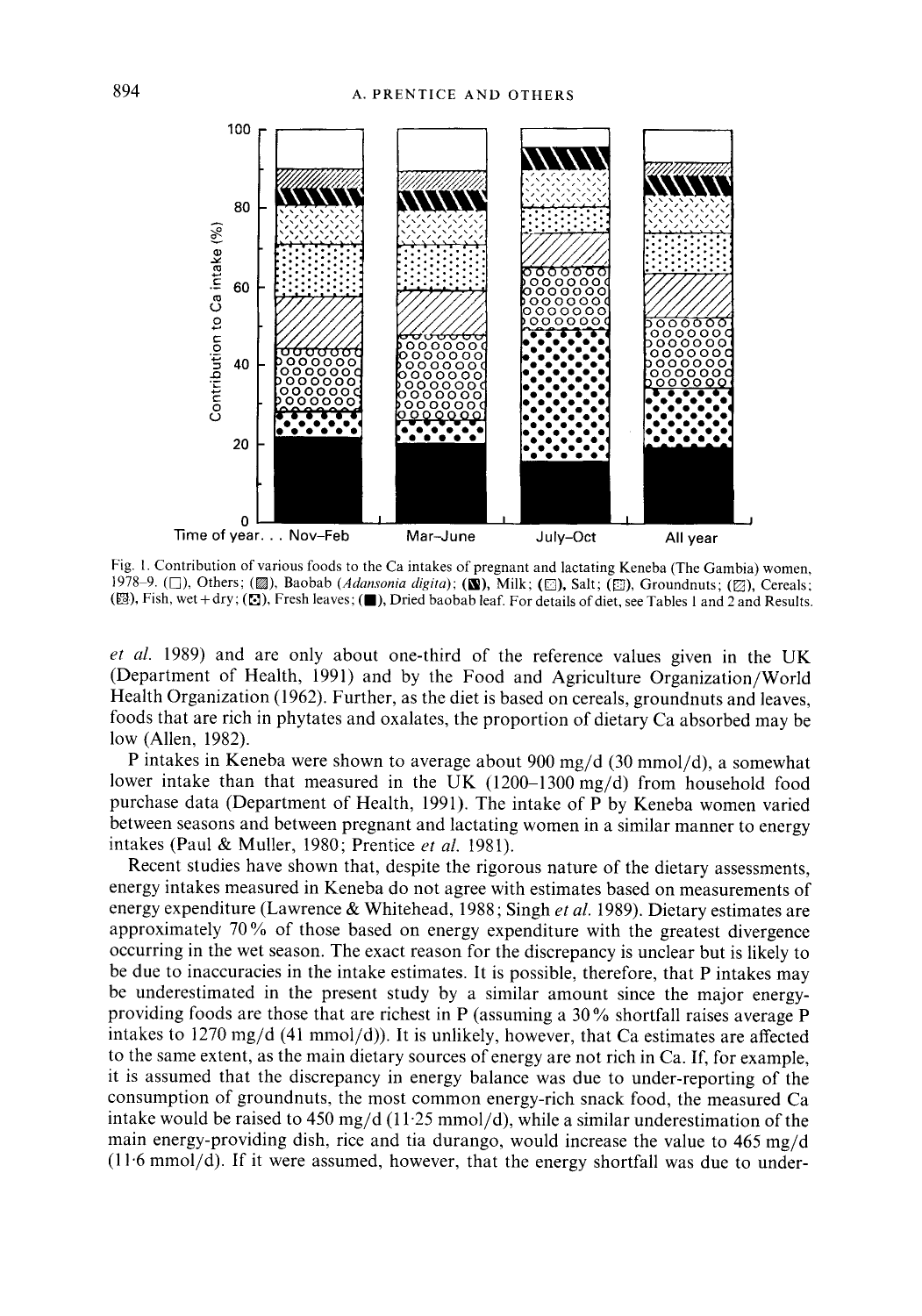Fig. 1. Contribution of various foods to the Ca intakes of pregnant and lactating Keneba (The Gambia) women, 1978–9. (□), Others; (▨), Baobab (*Adansonia digita*); (▩), Milk; (▤), Salt; (▥), Groundnuts; (▧), Cereals; (▦), Fish, wet + dry; (▣), Fresh leaves; (■), Dried baobab leaf. For details of diet, see Tables 1 and 2 and Results.

*et al.* 1989) and are only about one-third of the reference values given in the UK (Department of Health, 1991) and by the Food and Agriculture Organization/World Health Organization (1962). Further, as the diet is based on cereals, groundnuts and leaves, foods that are rich in phytates and oxalates, the proportion of dietary Ca absorbed may be low (Allen, 1982).

P intakes in Keneba were shown to average about 900 mg/d (30 mmol/d), a somewhat lower intake than that measured in the UK (1200–1300 mg/d) from household food purchase data (Department of Health, 1991). The intake of P by Keneba women varied between seasons and between pregnant and lactating women in a similar manner to energy intakes (Paul & Muller, 1980; Prentice *et al.* 1981).

Recent studies have shown that, despite the rigorous nature of the dietary assessments, energy intakes measured in Keneba do not agree with estimates based on measurements of energy expenditure (Lawrence & Whitehead, 1988; Singh *et al.* 1989). Dietary estimates are approximately 70% of those based on energy expenditure with the greatest divergence occurring in the wet season. The exact reason for the discrepancy is unclear but is likely to be due to inaccuracies in the intake estimates. It is possible, therefore, that P intakes may be underestimated in the present study by a similar amount since the major energy-providing foods are those that are richest in P (assuming a 30% shortfall raises average P intakes to 1270 mg/d (41 mmol/d)). It is unlikely, however, that Ca estimates are affected to the same extent, as the main dietary sources of energy are not rich in Ca. If, for example, it is assumed that the discrepancy in energy balance was due to under-reporting of the consumption of groundnuts, the most common energy-rich snack food, the measured Ca intake would be raised to 450 mg/d (11·25 mmol/d), while a similar underestimation of the main energy-providing dish, rice and tia durango, would increase the value to 465 mg/d (11·6 mmol/d). If it were assumed, however, that the energy shortfall was due to under-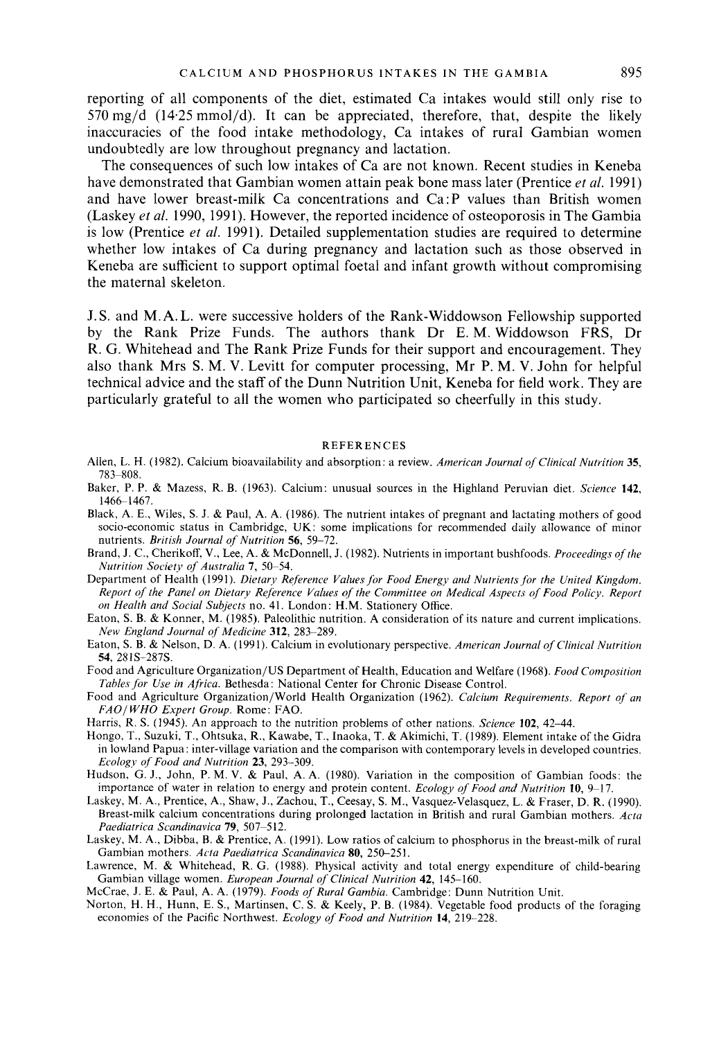reporting of all components of the diet, estimated Ca intakes would still only rise to 570 mg/d (14·25 mmol/d). It can be appreciated, therefore, that, despite the likely inaccuracies of the food intake methodology, Ca intakes of rural Gambian women undoubtedly are low throughout pregnancy and lactation.

The consequences of such low intakes of Ca are not known. Recent studies in Keneba have demonstrated that Gambian women attain peak bone mass later (Prentice *et al.* 1991) and have lower breast-milk Ca concentrations and Ca:P values than British women (Laskey *et al.* 1990, 1991). However, the reported incidence of osteoporosis in The Gambia is low (Prentice *et al.* 1991). Detailed supplementation studies are required to determine whether low intakes of Ca during pregnancy and lactation such as those observed in Keneba are sufficient to support optimal foetal and infant growth without compromising the maternal skeleton.

J.S. and M.A.L. were successive holders of the Rank-Widdowson Fellowship supported by the Rank Prize Funds. The authors thank Dr E. M. Widdowson FRS, Dr R. G. Whitehead and The Rank Prize Funds for their support and encouragement. They also thank Mrs S. M. V. Levitt for computer processing, Mr P. M. V. John for helpful technical advice and the staff of the Dunn Nutrition Unit, Keneba for field work. They are particularly grateful to all the women who participated so cheerfully in this study.

## REFERENCES

Allen, L. H. (1982). Calcium bioavailability and absorption: a review. *American Journal of Clinical Nutrition* **35**, 783–808.

Baker, P. P. & Mazess, R. B. (1963). Calcium: unusual sources in the Highland Peruvian diet. *Science* **142**, 1466–1467.

Black, A. E., Wiles, S. J. & Paul, A. A. (1986). The nutrient intakes of pregnant and lactating mothers of good socio-economic status in Cambridge, UK: some implications for recommended daily allowance of minor nutrients. *British Journal of Nutrition* **56**, 59–72.

Brand, J. C., Cherikoff, V., Lee, A. & McDonnell, J. (1982). Nutrients in important bushfoods. *Proceedings of the Nutrition Society of Australia* **7**, 50–54.

Department of Health (1991). *Dietary Reference Values for Food Energy and Nutrients for the United Kingdom. Report of the Panel on Dietary Reference Values of the Committee on Medical Aspects of Food Policy. Report on Health and Social Subjects* no. 41. London: H.M. Stationery Office.

Eaton, S. B. & Konner, M. (1985). Paleolithic nutrition. A consideration of its nature and current implications. *New England Journal of Medicine* **312**, 283–289.

Eaton, S. B. & Nelson, D. A. (1991). Calcium in evolutionary perspective. *American Journal of Clinical Nutrition* **54**, 281S–287S.

Food and Agriculture Organization/US Department of Health, Education and Welfare (1968). *Food Composition Tables for Use in Africa*. Bethesda: National Center for Chronic Disease Control.

Food and Agriculture Organization/World Health Organization (1962). *Calcium Requirements. Report of an FAO/WHO Expert Group*. Rome: FAO.

Harris, R. S. (1945). An approach to the nutrition problems of other nations. *Science* **102**, 42–44.

Hongo, T., Suzuki, T., Ohtsuka, R., Kawabe, T., Inaoka, T. & Akimichi, T. (1989). Element intake of the Gidra in lowland Papua: inter-village variation and the comparison with contemporary levels in developed countries. *Ecology of Food and Nutrition* **23**, 293–309.

Hudson, G. J., John, P. M. V. & Paul, A. A. (1980). Variation in the composition of Gambian foods: the importance of water in relation to energy and protein content. *Ecology of Food and Nutrition* **10**, 9–17.

Laskey, M. A., Prentice, A., Shaw, J., Zachou, T., Ceesay, S. M., Vasquez-Velasquez, L. & Fraser, D. R. (1990). Breast-milk calcium concentrations during prolonged lactation in British and rural Gambian mothers. *Acta Paediatrica Scandinavica* **79**, 507–512.

Laskey, M. A., Dibba, B. & Prentice, A. (1991). Low ratios of calcium to phosphorus in the breast-milk of rural Gambian mothers. *Acta Paediatrica Scandinavica* **80**, 250–251.

Lawrence, M. & Whitehead, R. G. (1988). Physical activity and total energy expenditure of child-bearing Gambian village women. *European Journal of Clinical Nutrition* **42**, 145–160.

McCrae, J. E. & Paul, A. A. (1979). *Foods of Rural Gambia*. Cambridge: Dunn Nutrition Unit.

Norton, H. H., Hunn, E. S., Martinsen, C. S. & Keely, P. B. (1984). Vegetable food products of the foraging economies of the Pacific Northwest. *Ecology of Food and Nutrition* **14**, 219–228.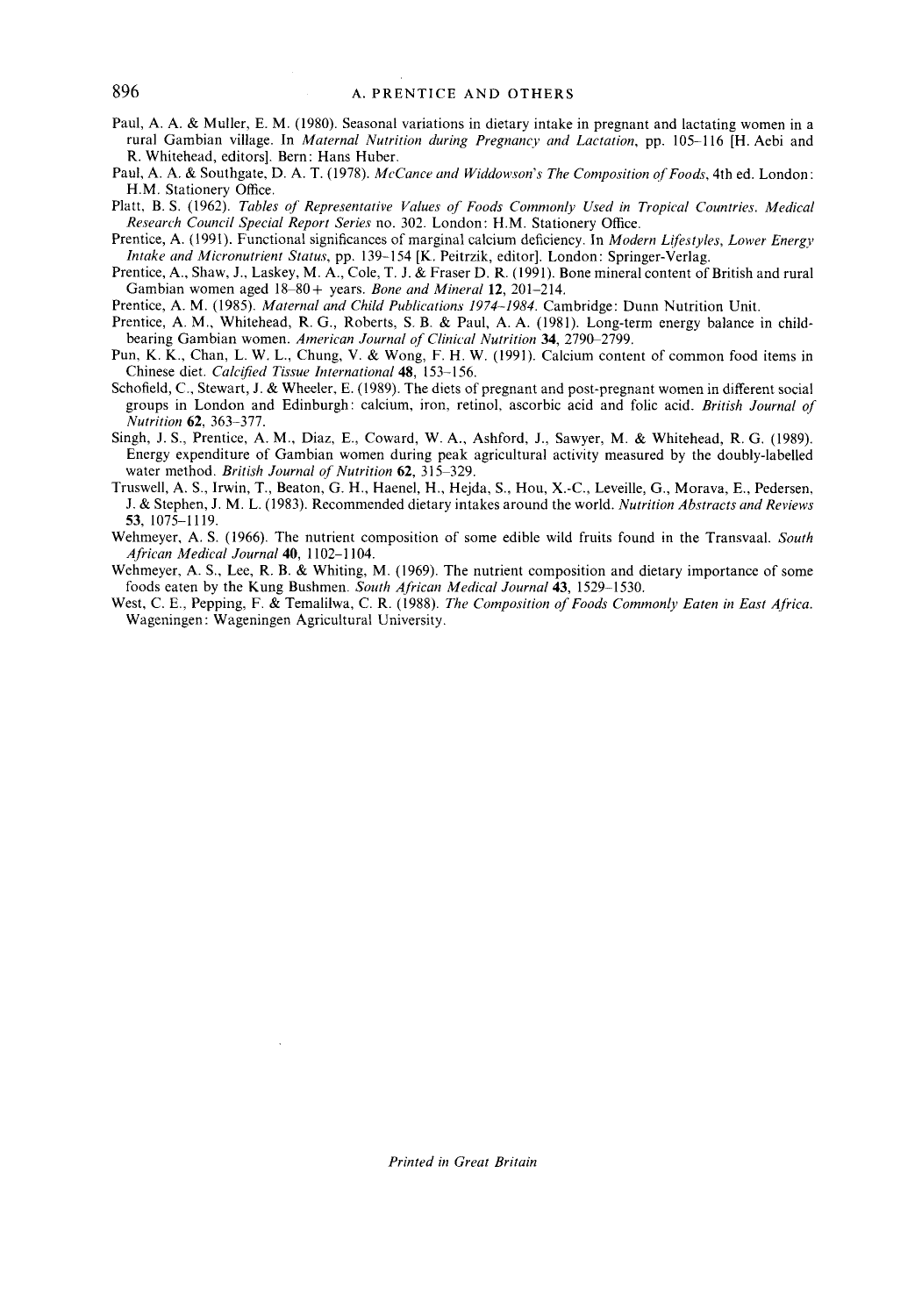Paul, A. A. & Muller, E. M. (1980). Seasonal variations in dietary intake in pregnant and lactating women in a rural Gambian village. In *Maternal Nutrition during Pregnancy and Lactation*, pp. 105–116 [H. Aebi and R. Whitehead, editors]. Bern: Hans Huber.

Paul, A. A. & Southgate, D. A. T. (1978). *McCance and Widdowson's The Composition of Foods*, 4th ed. London: H.M. Stationery Office.

Platt, B. S. (1962). *Tables of Representative Values of Foods Commonly Used in Tropical Countries. Medical Research Council Special Report Series* no. 302. London: H.M. Stationery Office.

Prentice, A. (1991). Functional significances of marginal calcium deficiency. In *Modern Lifestyles, Lower Energy Intake and Micronutrient Status*, pp. 139–154 [K. Peitrzik, editor]. London: Springer-Verlag.

Prentice, A., Shaw, J., Laskey, M. A., Cole, T. J. & Fraser D. R. (1991). Bone mineral content of British and rural Gambian women aged 18–80+ years. *Bone and Mineral* **12**, 201–214.

Prentice, A. M. (1985). *Maternal and Child Publications 1974–1984*. Cambridge: Dunn Nutrition Unit.

Prentice, A. M., Whitehead, R. G., Roberts, S. B. & Paul, A. A. (1981). Long-term energy balance in child-bearing Gambian women. *American Journal of Clinical Nutrition* **34**, 2790–2799.

Pun, K. K., Chan, L. W. L., Chung, V. & Wong, F. H. W. (1991). Calcium content of common food items in Chinese diet. *Calcified Tissue International* **48**, 153–156.

Schofield, C., Stewart, J. & Wheeler, E. (1989). The diets of pregnant and post-pregnant women in different social groups in London and Edinburgh: calcium, iron, retinol, ascorbic acid and folic acid. *British Journal of Nutrition* **62**, 363–377.

Singh, J. S., Prentice, A. M., Diaz, E., Coward, W. A., Ashford, J., Sawyer, M. & Whitehead, R. G. (1989). Energy expenditure of Gambian women during peak agricultural activity measured by the doubly-labelled water method. *British Journal of Nutrition* **62**, 315–329.

Truswell, A. S., Irwin, T., Beaton, G. H., Haenel, H., Hejda, S., Hou, X.-C., Leveille, G., Morava, E., Pedersen, J. & Stephen, J. M. L. (1983). Recommended dietary intakes around the world. *Nutrition Abstracts and Reviews* **53**, 1075–1119.

Wehmeyer, A. S. (1966). The nutrient composition of some edible wild fruits found in the Transvaal. *South African Medical Journal* **40**, 1102–1104.

Wehmeyer, A. S., Lee, R. B. & Whiting, M. (1969). The nutrient composition and dietary importance of some foods eaten by the Kung Bushmen. *South African Medical Journal* **43**, 1529–1530.

West, C. E., Pepping, F. & Temalilwa, C. R. (1988). *The Composition of Foods Commonly Eaten in East Africa*. Wageningen: Wageningen Agricultural University.

*Printed in Great Britain*